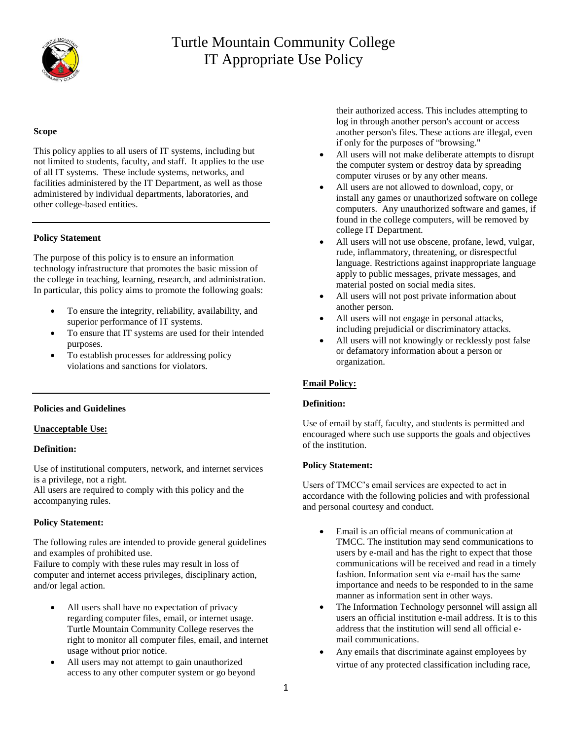# Turtle Mountain Community College IT Appropriate Use Policy

**Scope**

This policy applies to all users of IT systems, including but not limited to students, faculty, and staff. It applies to the use of all IT systems. These include systems, networks, and facilities administered by the IT Department, as well as those administered by individual departments, laboratories, and other college-based entities.

---

**Policy Statement**

The purpose of this policy is to ensure an information technology infrastructure that promotes the basic mission of the college in teaching, learning, research, and administration. In particular, this policy aims to promote the following goals:

- To ensure the integrity, reliability, availability, and superior performance of IT systems.
- To ensure that IT systems are used for their intended purposes.
- To establish processes for addressing policy violations and sanctions for violators.

---

**Policies and Guidelines**

**Unacceptable Use:**

**Definition:**

Use of institutional computers, network, and internet services is a privilege, not a right.
All users are required to comply with this policy and the accompanying rules.

**Policy Statement:**

The following rules are intended to provide general guidelines and examples of prohibited use.
Failure to comply with these rules may result in loss of computer and internet access privileges, disciplinary action, and/or legal action.

- All users shall have no expectation of privacy regarding computer files, email, or internet usage. Turtle Mountain Community College reserves the right to monitor all computer files, email, and internet usage without prior notice.
- All users may not attempt to gain unauthorized access to any other computer system or go beyond their authorized access. This includes attempting to log in through another person's account or access another person's files. These actions are illegal, even if only for the purposes of "browsing."
- All users will not make deliberate attempts to disrupt the computer system or destroy data by spreading computer viruses or by any other means.
- All users are not allowed to download, copy, or install any games or unauthorized software on college computers. Any unauthorized software and games, if found in the college computers, will be removed by college IT Department.
- All users will not use obscene, profane, lewd, vulgar, rude, inflammatory, threatening, or disrespectful language. Restrictions against inappropriate language apply to public messages, private messages, and material posted on social media sites.
- All users will not post private information about another person.
- All users will not engage in personal attacks, including prejudicial or discriminatory attacks.
- All users will not knowingly or recklessly post false or defamatory information about a person or organization.

**Email Policy:**

**Definition:**

Use of email by staff, faculty, and students is permitted and encouraged where such use supports the goals and objectives of the institution.

**Policy Statement:**

Users of TMCC's email services are expected to act in accordance with the following policies and with professional and personal courtesy and conduct.

- Email is an official means of communication at TMCC. The institution may send communications to users by e-mail and has the right to expect that those communications will be received and read in a timely fashion. Information sent via e-mail has the same importance and needs to be responded to in the same manner as information sent in other ways.
- The Information Technology personnel will assign all users an official institution e-mail address. It is to this address that the institution will send all official e-mail communications.
- Any emails that discriminate against employees by virtue of any protected classification including race,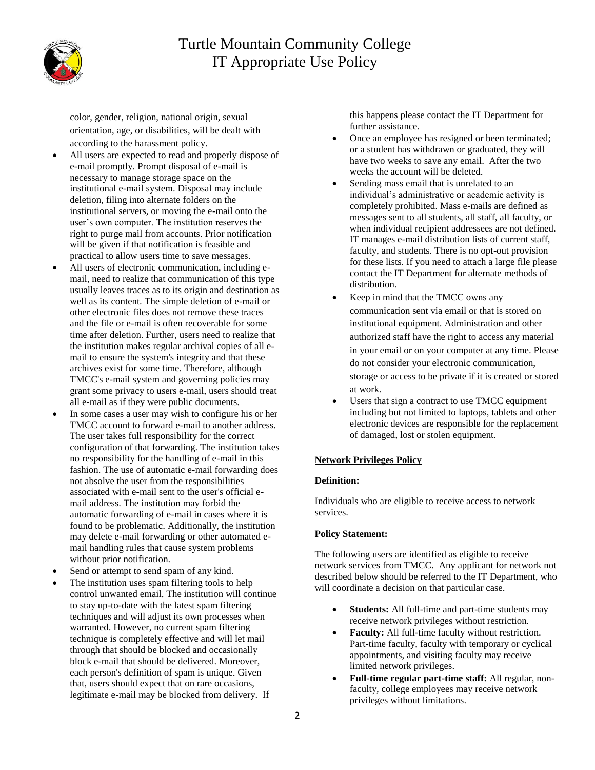color, gender, religion, national origin, sexual orientation, age, or disabilities, will be dealt with according to the harassment policy.

- All users are expected to read and properly dispose of e-mail promptly. Prompt disposal of e-mail is necessary to manage storage space on the institutional e-mail system. Disposal may include deletion, filing into alternate folders on the institutional servers, or moving the e-mail onto the user's own computer. The institution reserves the right to purge mail from accounts. Prior notification will be given if that notification is feasible and practical to allow users time to save messages.
- All users of electronic communication, including e-mail, need to realize that communication of this type usually leaves traces as to its origin and destination as well as its content. The simple deletion of e-mail or other electronic files does not remove these traces and the file or e-mail is often recoverable for some time after deletion. Further, users need to realize that the institution makes regular archival copies of all e-mail to ensure the system's integrity and that these archives exist for some time. Therefore, although TMCC's e-mail system and governing policies may grant some privacy to users e-mail, users should treat all e-mail as if they were public documents.
- In some cases a user may wish to configure his or her TMCC account to forward e-mail to another address. The user takes full responsibility for the correct configuration of that forwarding. The institution takes no responsibility for the handling of e-mail in this fashion. The use of automatic e-mail forwarding does not absolve the user from the responsibilities associated with e-mail sent to the user's official e-mail address. The institution may forbid the automatic forwarding of e-mail in cases where it is found to be problematic. Additionally, the institution may delete e-mail forwarding or other automated e-mail handling rules that cause system problems without prior notification.
- Send or attempt to send spam of any kind.
- The institution uses spam filtering tools to help control unwanted email. The institution will continue to stay up-to-date with the latest spam filtering techniques and will adjust its own processes when warranted. However, no current spam filtering technique is completely effective and will let mail through that should be blocked and occasionally block e-mail that should be delivered. Moreover, each person's definition of spam is unique. Given that, users should expect that on rare occasions, legitimate e-mail may be blocked from delivery. If this happens please contact the IT Department for further assistance.
- Once an employee has resigned or been terminated; or a student has withdrawn or graduated, they will have two weeks to save any email. After the two weeks the account will be deleted.
- Sending mass email that is unrelated to an individual's administrative or academic activity is completely prohibited. Mass e-mails are defined as messages sent to all students, all staff, all faculty, or when individual recipient addressees are not defined. IT manages e-mail distribution lists of current staff, faculty, and students. There is no opt-out provision for these lists. If you need to attach a large file please contact the IT Department for alternate methods of distribution.
- Keep in mind that the TMCC owns any communication sent via email or that is stored on institutional equipment. Administration and other authorized staff have the right to access any material in your email or on your computer at any time. Please do not consider your electronic communication, storage or access to be private if it is created or stored at work.
- Users that sign a contract to use TMCC equipment including but not limited to laptops, tablets and other electronic devices are responsible for the replacement of damaged, lost or stolen equipment.

**Network Privileges Policy**

**Definition:**

Individuals who are eligible to receive access to network services.

**Policy Statement:**

The following users are identified as eligible to receive network services from TMCC. Any applicant for network not described below should be referred to the IT Department, who will coordinate a decision on that particular case.

- **Students:** All full-time and part-time students may receive network privileges without restriction.
- **Faculty:** All full-time faculty without restriction. Part-time faculty, faculty with temporary or cyclical appointments, and visiting faculty may receive limited network privileges.
- **Full-time regular part-time staff:** All regular, non-faculty, college employees may receive network privileges without limitations.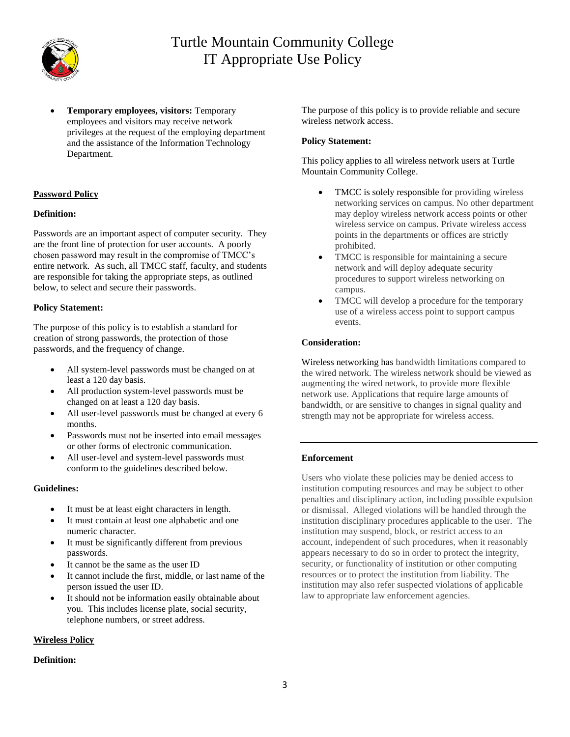- **Temporary employees, visitors:** Temporary employees and visitors may receive network privileges at the request of the employing department and the assistance of the Information Technology Department.

## Password Policy

**Definition:**

Passwords are an important aspect of computer security. They are the front line of protection for user accounts. A poorly chosen password may result in the compromise of TMCC's entire network. As such, all TMCC staff, faculty, and students are responsible for taking the appropriate steps, as outlined below, to select and secure their passwords.

**Policy Statement:**

The purpose of this policy is to establish a standard for creation of strong passwords, the protection of those passwords, and the frequency of change.

- All system-level passwords must be changed on at least a 120 day basis.
- All production system-level passwords must be changed on at least a 120 day basis.
- All user-level passwords must be changed at every 6 months.
- Passwords must not be inserted into email messages or other forms of electronic communication.
- All user-level and system-level passwords must conform to the guidelines described below.

**Guidelines:**

- It must be at least eight characters in length.
- It must contain at least one alphabetic and one numeric character.
- It must be significantly different from previous passwords.
- It cannot be the same as the user ID
- It cannot include the first, middle, or last name of the person issued the user ID.
- It should not be information easily obtainable about you. This includes license plate, social security, telephone numbers, or street address.

## Wireless Policy

**Definition:**

The purpose of this policy is to provide reliable and secure wireless network access.

**Policy Statement:**

This policy applies to all wireless network users at Turtle Mountain Community College.

- TMCC is solely responsible for providing wireless networking services on campus. No other department may deploy wireless network access points or other wireless service on campus. Private wireless access points in the departments or offices are strictly prohibited.
- TMCC is responsible for maintaining a secure network and will deploy adequate security procedures to support wireless networking on campus.
- TMCC will develop a procedure for the temporary use of a wireless access point to support campus events.

**Consideration:**

Wireless networking has bandwidth limitations compared to the wired network. The wireless network should be viewed as augmenting the wired network, to provide more flexible network use. Applications that require large amounts of bandwidth, or are sensitive to changes in signal quality and strength may not be appropriate for wireless access.

---

**Enforcement**

Users who violate these policies may be denied access to institution computing resources and may be subject to other penalties and disciplinary action, including possible expulsion or dismissal. Alleged violations will be handled through the institution disciplinary procedures applicable to the user. The institution may suspend, block, or restrict access to an account, independent of such procedures, when it reasonably appears necessary to do so in order to protect the integrity, security, or functionality of institution or other computing resources or to protect the institution from liability. The institution may also refer suspected violations of applicable law to appropriate law enforcement agencies.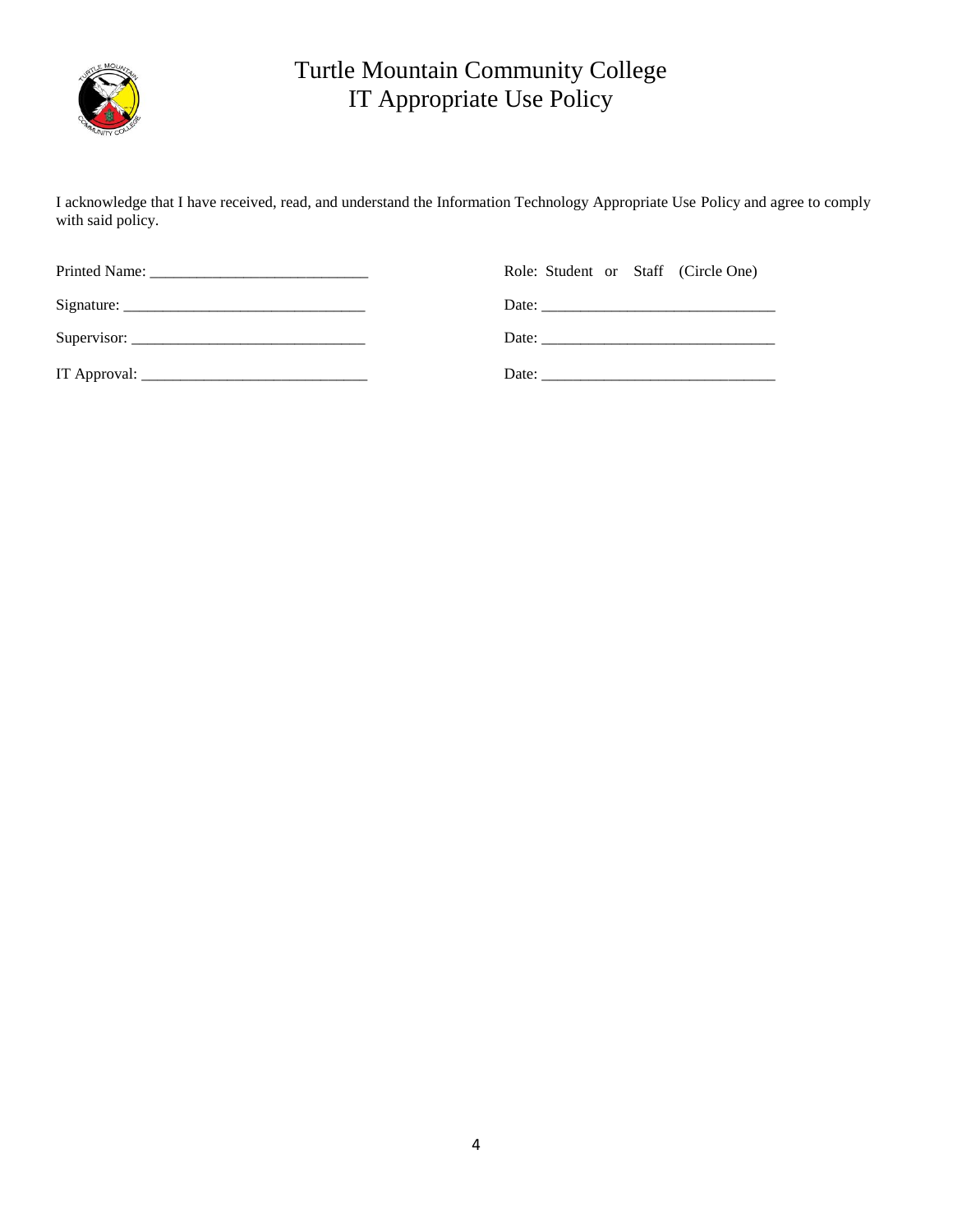# Turtle Mountain Community College
## IT Appropriate Use Policy

I acknowledge that I have received, read, and understand the Information Technology Appropriate Use Policy and agree to comply with said policy.

| | |
|---|---|
| Printed Name: ____________________________ | Role: Student or Staff (Circle One) |
| Signature: _______________________________ | Date: ______________________________ |
| Supervisor: ______________________________ | Date: ______________________________ |
| IT Approval: _____________________________ | Date: ______________________________ |